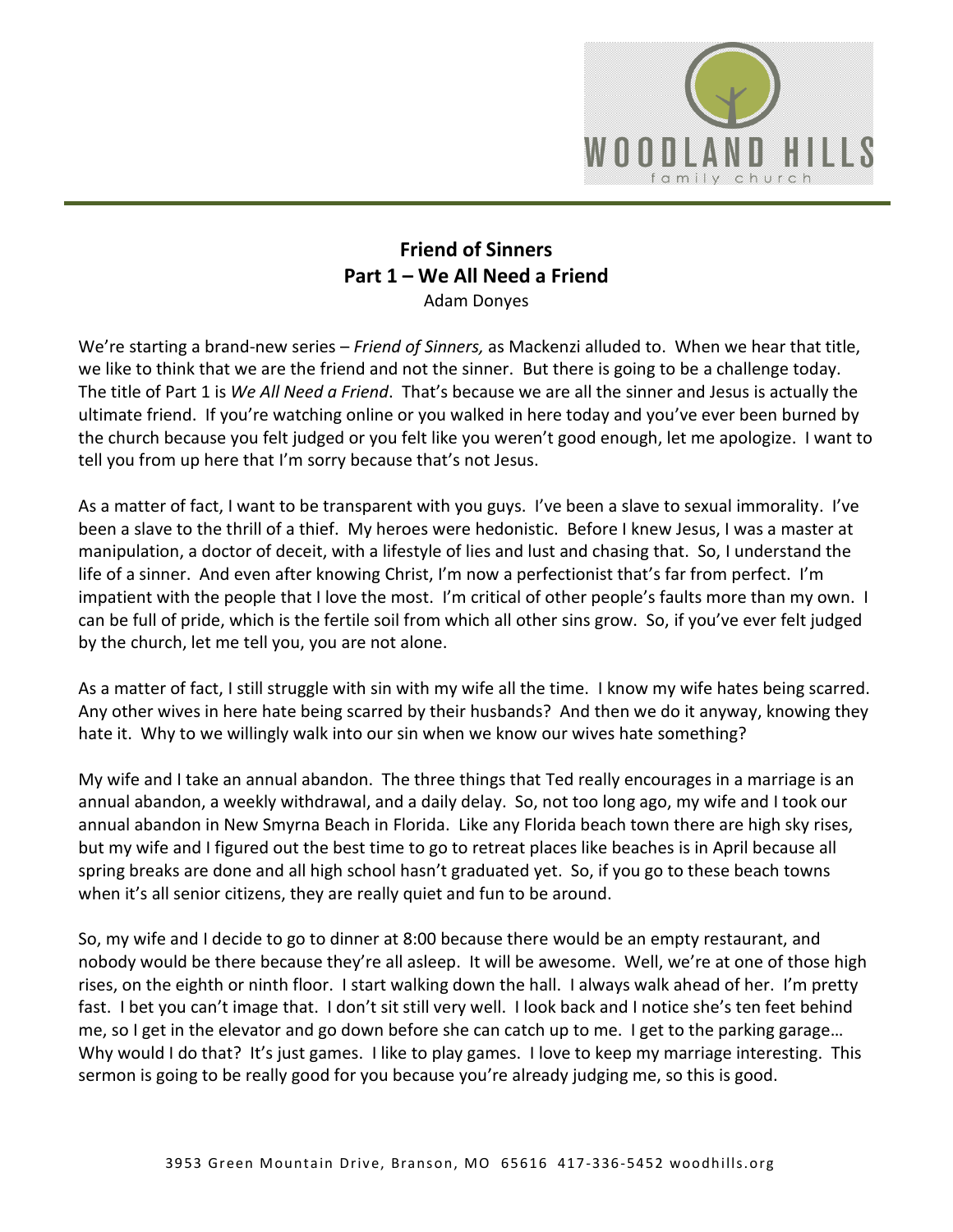**Friend of Sinners**
**Part 1 – We All Need a Friend**
Adam Donyes

We're starting a brand-new series – *Friend of Sinners,* as Mackenzi alluded to. When we hear that title, we like to think that we are the friend and not the sinner. But there is going to be a challenge today. The title of Part 1 is *We All Need a Friend*. That's because we are all the sinner and Jesus is actually the ultimate friend. If you're watching online or you walked in here today and you've ever been burned by the church because you felt judged or you felt like you weren't good enough, let me apologize. I want to tell you from up here that I'm sorry because that's not Jesus.

As a matter of fact, I want to be transparent with you guys. I've been a slave to sexual immorality. I've been a slave to the thrill of a thief. My heroes were hedonistic. Before I knew Jesus, I was a master at manipulation, a doctor of deceit, with a lifestyle of lies and lust and chasing that. So, I understand the life of a sinner. And even after knowing Christ, I'm now a perfectionist that's far from perfect. I'm impatient with the people that I love the most. I'm critical of other people's faults more than my own. I can be full of pride, which is the fertile soil from which all other sins grow. So, if you've ever felt judged by the church, let me tell you, you are not alone.

As a matter of fact, I still struggle with sin with my wife all the time. I know my wife hates being scarred. Any other wives in here hate being scarred by their husbands? And then we do it anyway, knowing they hate it. Why to we willingly walk into our sin when we know our wives hate something?

My wife and I take an annual abandon. The three things that Ted really encourages in a marriage is an annual abandon, a weekly withdrawal, and a daily delay. So, not too long ago, my wife and I took our annual abandon in New Smyrna Beach in Florida. Like any Florida beach town there are high sky rises, but my wife and I figured out the best time to go to retreat places like beaches is in April because all spring breaks are done and all high school hasn't graduated yet. So, if you go to these beach towns when it's all senior citizens, they are really quiet and fun to be around.

So, my wife and I decide to go to dinner at 8:00 because there would be an empty restaurant, and nobody would be there because they're all asleep. It will be awesome. Well, we're at one of those high rises, on the eighth or ninth floor. I start walking down the hall. I always walk ahead of her. I'm pretty fast. I bet you can't image that. I don't sit still very well. I look back and I notice she's ten feet behind me, so I get in the elevator and go down before she can catch up to me. I get to the parking garage… Why would I do that? It's just games. I like to play games. I love to keep my marriage interesting. This sermon is going to be really good for you because you're already judging me, so this is good.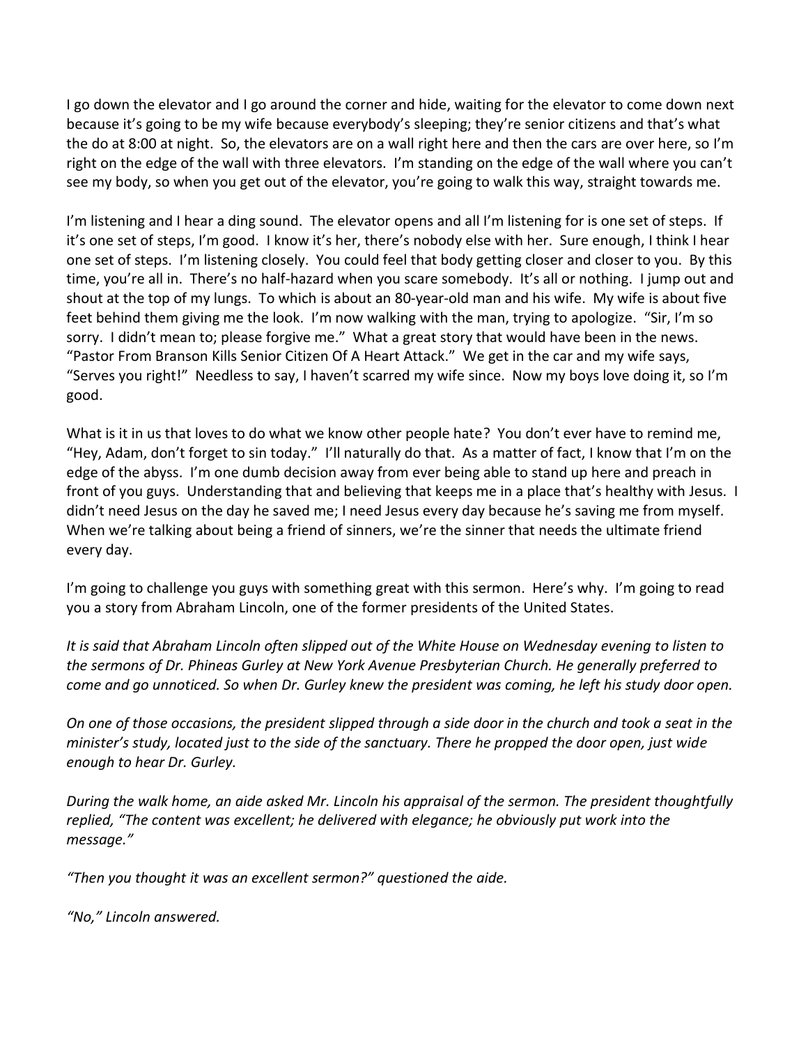I go down the elevator and I go around the corner and hide, waiting for the elevator to come down next because it's going to be my wife because everybody's sleeping; they're senior citizens and that's what the do at 8:00 at night. So, the elevators are on a wall right here and then the cars are over here, so I'm right on the edge of the wall with three elevators. I'm standing on the edge of the wall where you can't see my body, so when you get out of the elevator, you're going to walk this way, straight towards me.

I'm listening and I hear a ding sound. The elevator opens and all I'm listening for is one set of steps. If it's one set of steps, I'm good. I know it's her, there's nobody else with her. Sure enough, I think I hear one set of steps. I'm listening closely. You could feel that body getting closer and closer to you. By this time, you're all in. There's no half-hazard when you scare somebody. It's all or nothing. I jump out and shout at the top of my lungs. To which is about an 80-year-old man and his wife. My wife is about five feet behind them giving me the look. I'm now walking with the man, trying to apologize. "Sir, I'm so sorry. I didn't mean to; please forgive me." What a great story that would have been in the news. "Pastor From Branson Kills Senior Citizen Of A Heart Attack." We get in the car and my wife says, "Serves you right!" Needless to say, I haven't scarred my wife since. Now my boys love doing it, so I'm good.

What is it in us that loves to do what we know other people hate? You don't ever have to remind me, "Hey, Adam, don't forget to sin today." I'll naturally do that. As a matter of fact, I know that I'm on the edge of the abyss. I'm one dumb decision away from ever being able to stand up here and preach in front of you guys. Understanding that and believing that keeps me in a place that's healthy with Jesus. I didn't need Jesus on the day he saved me; I need Jesus every day because he's saving me from myself. When we're talking about being a friend of sinners, we're the sinner that needs the ultimate friend every day.

I'm going to challenge you guys with something great with this sermon. Here's why. I'm going to read you a story from Abraham Lincoln, one of the former presidents of the United States.

*It is said that Abraham Lincoln often slipped out of the White House on Wednesday evening to listen to the sermons of Dr. Phineas Gurley at New York Avenue Presbyterian Church. He generally preferred to come and go unnoticed. So when Dr. Gurley knew the president was coming, he left his study door open.*

*On one of those occasions, the president slipped through a side door in the church and took a seat in the minister's study, located just to the side of the sanctuary. There he propped the door open, just wide enough to hear Dr. Gurley.*

*During the walk home, an aide asked Mr. Lincoln his appraisal of the sermon. The president thoughtfully replied, "The content was excellent; he delivered with elegance; he obviously put work into the message."*

*"Then you thought it was an excellent sermon?" questioned the aide.*

*"No," Lincoln answered.*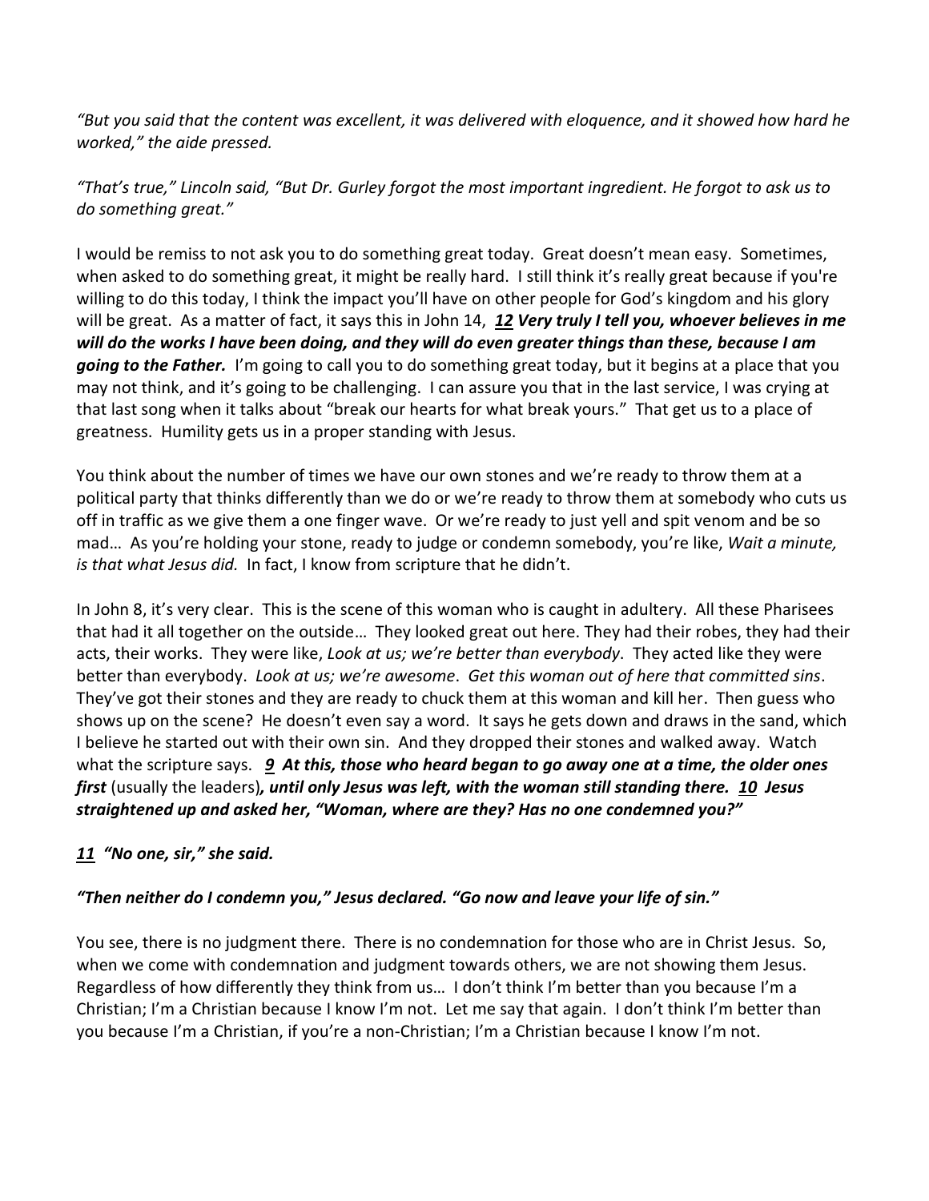*"But you said that the content was excellent, it was delivered with eloquence, and it showed how hard he worked," the aide pressed.*

*"That's true," Lincoln said, "But Dr. Gurley forgot the most important ingredient. He forgot to ask us to do something great."*

I would be remiss to not ask you to do something great today. Great doesn't mean easy. Sometimes, when asked to do something great, it might be really hard. I still think it's really great because if you're willing to do this today, I think the impact you'll have on other people for God's kingdom and his glory will be great. As a matter of fact, it says this in John 14, ***12 Very truly I tell you, whoever believes in me will do the works I have been doing, and they will do even greater things than these, because I am going to the Father.*** I'm going to call you to do something great today, but it begins at a place that you may not think, and it's going to be challenging. I can assure you that in the last service, I was crying at that last song when it talks about "break our hearts for what break yours." That get us to a place of greatness. Humility gets us in a proper standing with Jesus.

You think about the number of times we have our own stones and we're ready to throw them at a political party that thinks differently than we do or we're ready to throw them at somebody who cuts us off in traffic as we give them a one finger wave. Or we're ready to just yell and spit venom and be so mad… As you're holding your stone, ready to judge or condemn somebody, you're like, *Wait a minute, is that what Jesus did.* In fact, I know from scripture that he didn't.

In John 8, it's very clear. This is the scene of this woman who is caught in adultery. All these Pharisees that had it all together on the outside… They looked great out here. They had their robes, they had their acts, their works. They were like, *Look at us; we're better than everybody*. They acted like they were better than everybody. *Look at us; we're awesome*. *Get this woman out of here that committed sins*. They've got their stones and they are ready to chuck them at this woman and kill her. Then guess who shows up on the scene? He doesn't even say a word. It says he gets down and draws in the sand, which I believe he started out with their own sin. And they dropped their stones and walked away. Watch what the scripture says. ***9 At this, those who heard began to go away one at a time, the older ones first*** (usually the leaders)***, until only Jesus was left, with the woman still standing there. 10 Jesus straightened up and asked her, "Woman, where are they? Has no one condemned you?"***

***11 "No one, sir," she said.***

***"Then neither do I condemn you," Jesus declared. "Go now and leave your life of sin."***

You see, there is no judgment there. There is no condemnation for those who are in Christ Jesus. So, when we come with condemnation and judgment towards others, we are not showing them Jesus. Regardless of how differently they think from us… I don't think I'm better than you because I'm a Christian; I'm a Christian because I know I'm not. Let me say that again. I don't think I'm better than you because I'm a Christian, if you're a non-Christian; I'm a Christian because I know I'm not.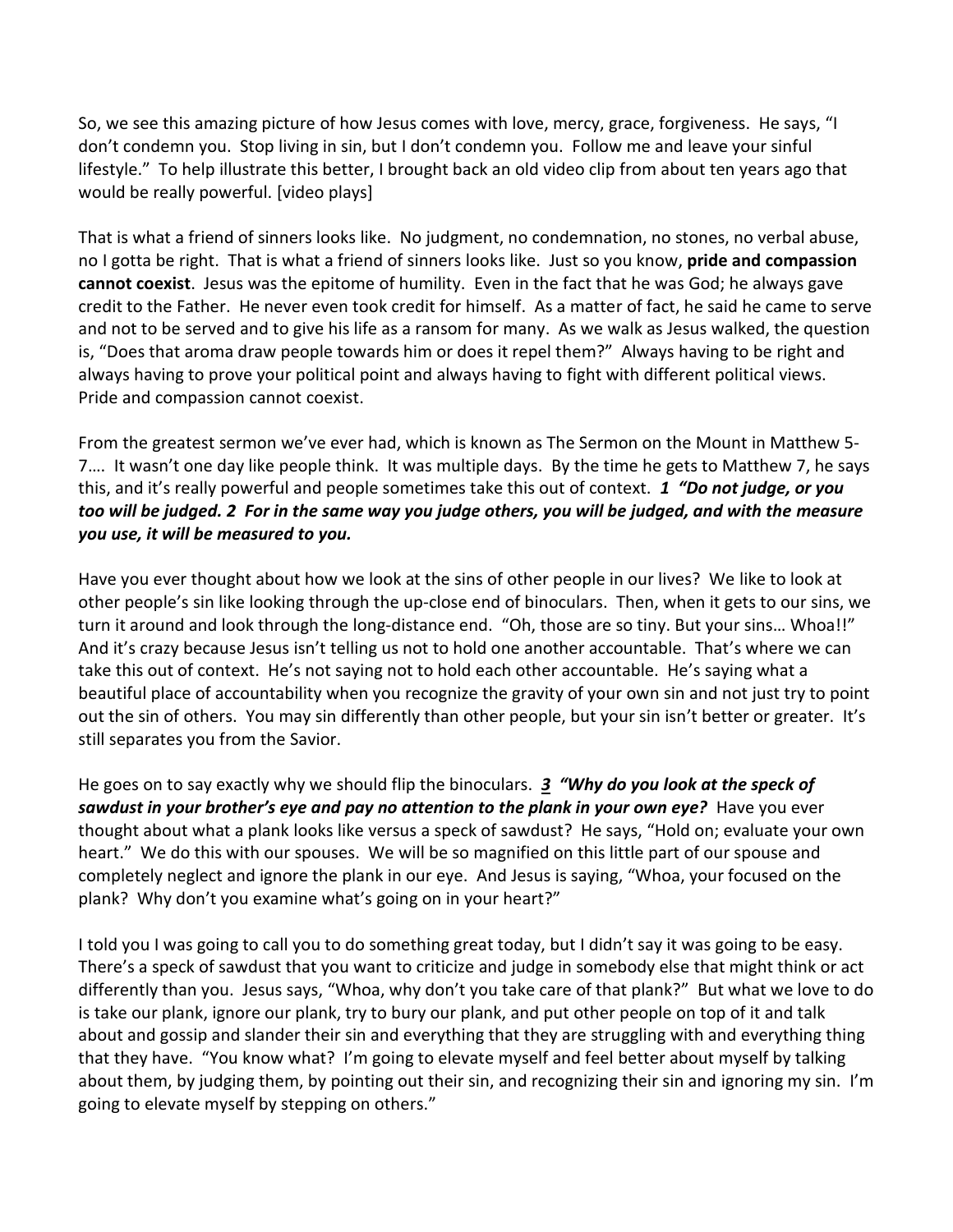So, we see this amazing picture of how Jesus comes with love, mercy, grace, forgiveness. He says, "I don't condemn you. Stop living in sin, but I don't condemn you. Follow me and leave your sinful lifestyle." To help illustrate this better, I brought back an old video clip from about ten years ago that would be really powerful. [video plays]

That is what a friend of sinners looks like. No judgment, no condemnation, no stones, no verbal abuse, no I gotta be right. That is what a friend of sinners looks like. Just so you know, **pride and compassion cannot coexist**. Jesus was the epitome of humility. Even in the fact that he was God; he always gave credit to the Father. He never even took credit for himself. As a matter of fact, he said he came to serve and not to be served and to give his life as a ransom for many. As we walk as Jesus walked, the question is, "Does that aroma draw people towards him or does it repel them?" Always having to be right and always having to prove your political point and always having to fight with different political views. Pride and compassion cannot coexist.

From the greatest sermon we've ever had, which is known as The Sermon on the Mount in Matthew 5-7…. It wasn't one day like people think. It was multiple days. By the time he gets to Matthew 7, he says this, and it's really powerful and people sometimes take this out of context. ***1 "Do not judge, or you too will be judged. 2 For in the same way you judge others, you will be judged, and with the measure you use, it will be measured to you.***

Have you ever thought about how we look at the sins of other people in our lives? We like to look at other people's sin like looking through the up-close end of binoculars. Then, when it gets to our sins, we turn it around and look through the long-distance end. "Oh, those are so tiny. But your sins… Whoa!!" And it's crazy because Jesus isn't telling us not to hold one another accountable. That's where we can take this out of context. He's not saying not to hold each other accountable. He's saying what a beautiful place of accountability when you recognize the gravity of your own sin and not just try to point out the sin of others. You may sin differently than other people, but your sin isn't better or greater. It's still separates you from the Savior.

He goes on to say exactly why we should flip the binoculars. ***3 "Why do you look at the speck of sawdust in your brother's eye and pay no attention to the plank in your own eye?*** Have you ever thought about what a plank looks like versus a speck of sawdust? He says, "Hold on; evaluate your own heart." We do this with our spouses. We will be so magnified on this little part of our spouse and completely neglect and ignore the plank in our eye. And Jesus is saying, "Whoa, your focused on the plank? Why don't you examine what's going on in your heart?"

I told you I was going to call you to do something great today, but I didn't say it was going to be easy. There's a speck of sawdust that you want to criticize and judge in somebody else that might think or act differently than you. Jesus says, "Whoa, why don't you take care of that plank?" But what we love to do is take our plank, ignore our plank, try to bury our plank, and put other people on top of it and talk about and gossip and slander their sin and everything that they are struggling with and everything thing that they have. "You know what? I'm going to elevate myself and feel better about myself by talking about them, by judging them, by pointing out their sin, and recognizing their sin and ignoring my sin. I'm going to elevate myself by stepping on others."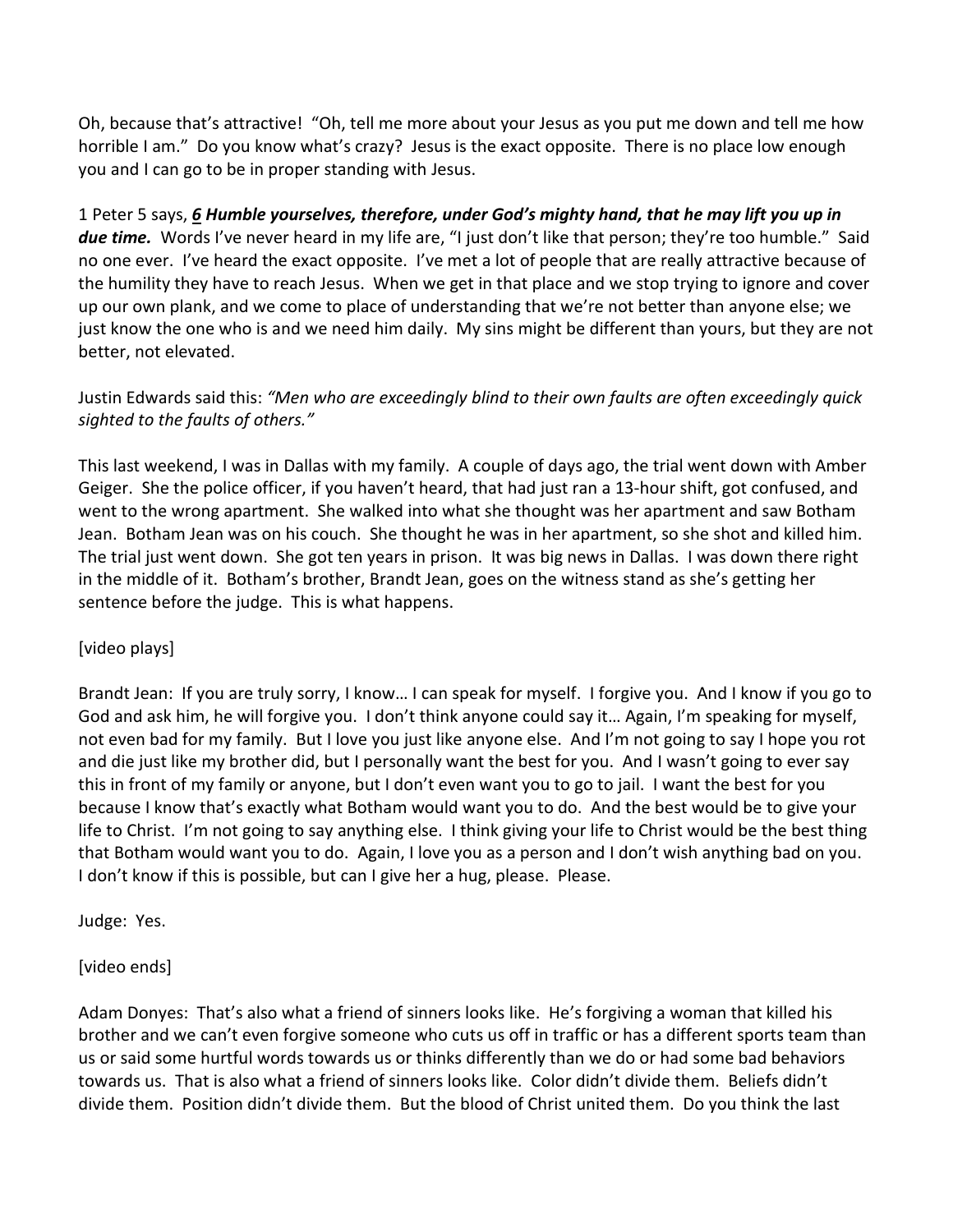Oh, because that's attractive! "Oh, tell me more about your Jesus as you put me down and tell me how horrible I am." Do you know what's crazy? Jesus is the exact opposite. There is no place low enough you and I can go to be in proper standing with Jesus.

1 Peter 5 says, ***<u>6</u> Humble yourselves, therefore, under God's mighty hand, that he may lift you up in due time.*** Words I've never heard in my life are, "I just don't like that person; they're too humble." Said no one ever. I've heard the exact opposite. I've met a lot of people that are really attractive because of the humility they have to reach Jesus. When we get in that place and we stop trying to ignore and cover up our own plank, and we come to place of understanding that we're not better than anyone else; we just know the one who is and we need him daily. My sins might be different than yours, but they are not better, not elevated.

Justin Edwards said this: *"Men who are exceedingly blind to their own faults are often exceedingly quick sighted to the faults of others."*

This last weekend, I was in Dallas with my family. A couple of days ago, the trial went down with Amber Geiger. She the police officer, if you haven't heard, that had just ran a 13-hour shift, got confused, and went to the wrong apartment. She walked into what she thought was her apartment and saw Botham Jean. Botham Jean was on his couch. She thought he was in her apartment, so she shot and killed him. The trial just went down. She got ten years in prison. It was big news in Dallas. I was down there right in the middle of it. Botham's brother, Brandt Jean, goes on the witness stand as she's getting her sentence before the judge. This is what happens.

[video plays]

Brandt Jean: If you are truly sorry, I know… I can speak for myself. I forgive you. And I know if you go to God and ask him, he will forgive you. I don't think anyone could say it… Again, I'm speaking for myself, not even bad for my family. But I love you just like anyone else. And I'm not going to say I hope you rot and die just like my brother did, but I personally want the best for you. And I wasn't going to ever say this in front of my family or anyone, but I don't even want you to go to jail. I want the best for you because I know that's exactly what Botham would want you to do. And the best would be to give your life to Christ. I'm not going to say anything else. I think giving your life to Christ would be the best thing that Botham would want you to do. Again, I love you as a person and I don't wish anything bad on you. I don't know if this is possible, but can I give her a hug, please. Please.

Judge: Yes.

[video ends]

Adam Donyes: That's also what a friend of sinners looks like. He's forgiving a woman that killed his brother and we can't even forgive someone who cuts us off in traffic or has a different sports team than us or said some hurtful words towards us or thinks differently than we do or had some bad behaviors towards us. That is also what a friend of sinners looks like. Color didn't divide them. Beliefs didn't divide them. Position didn't divide them. But the blood of Christ united them. Do you think the last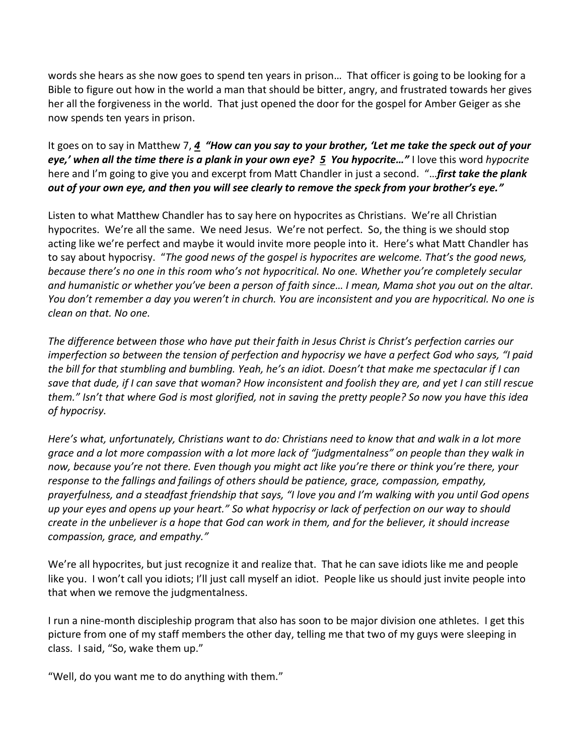words she hears as she now goes to spend ten years in prison… That officer is going to be looking for a Bible to figure out how in the world a man that should be bitter, angry, and frustrated towards her gives her all the forgiveness in the world. That just opened the door for the gospel for Amber Geiger as she now spends ten years in prison.

It goes on to say in Matthew 7, ***4*** ***"How can you say to your brother, 'Let me take the speck out of your eye,' when all the time there is a plank in your own eye? 5 You hypocrite…"*** I love this word *hypocrite* here and I'm going to give you and excerpt from Matt Chandler in just a second. "…***first take the plank out of your own eye, and then you will see clearly to remove the speck from your brother's eye."***

Listen to what Matthew Chandler has to say here on hypocrites as Christians. We're all Christian hypocrites. We're all the same. We need Jesus. We're not perfect. So, the thing is we should stop acting like we're perfect and maybe it would invite more people into it. Here's what Matt Chandler has to say about hypocrisy. "*The good news of the gospel is hypocrites are welcome. That's the good news, because there's no one in this room who's not hypocritical. No one. Whether you're completely secular and humanistic or whether you've been a person of faith since… I mean, Mama shot you out on the altar. You don't remember a day you weren't in church. You are inconsistent and you are hypocritical. No one is clean on that. No one.*

*The difference between those who have put their faith in Jesus Christ is Christ's perfection carries our imperfection so between the tension of perfection and hypocrisy we have a perfect God who says, "I paid the bill for that stumbling and bumbling. Yeah, he's an idiot. Doesn't that make me spectacular if I can save that dude, if I can save that woman? How inconsistent and foolish they are, and yet I can still rescue them." Isn't that where God is most glorified, not in saving the pretty people? So now you have this idea of hypocrisy.*

*Here's what, unfortunately, Christians want to do: Christians need to know that and walk in a lot more grace and a lot more compassion with a lot more lack of "judgmentalness" on people than they walk in now, because you're not there. Even though you might act like you're there or think you're there, your response to the fallings and failings of others should be patience, grace, compassion, empathy, prayerfulness, and a steadfast friendship that says, "I love you and I'm walking with you until God opens up your eyes and opens up your heart." So what hypocrisy or lack of perfection on our way to should create in the unbeliever is a hope that God can work in them, and for the believer, it should increase compassion, grace, and empathy."*

We're all hypocrites, but just recognize it and realize that. That he can save idiots like me and people like you. I won't call you idiots; I'll just call myself an idiot. People like us should just invite people into that when we remove the judgmentalness.

I run a nine-month discipleship program that also has soon to be major division one athletes. I get this picture from one of my staff members the other day, telling me that two of my guys were sleeping in class. I said, "So, wake them up."

"Well, do you want me to do anything with them."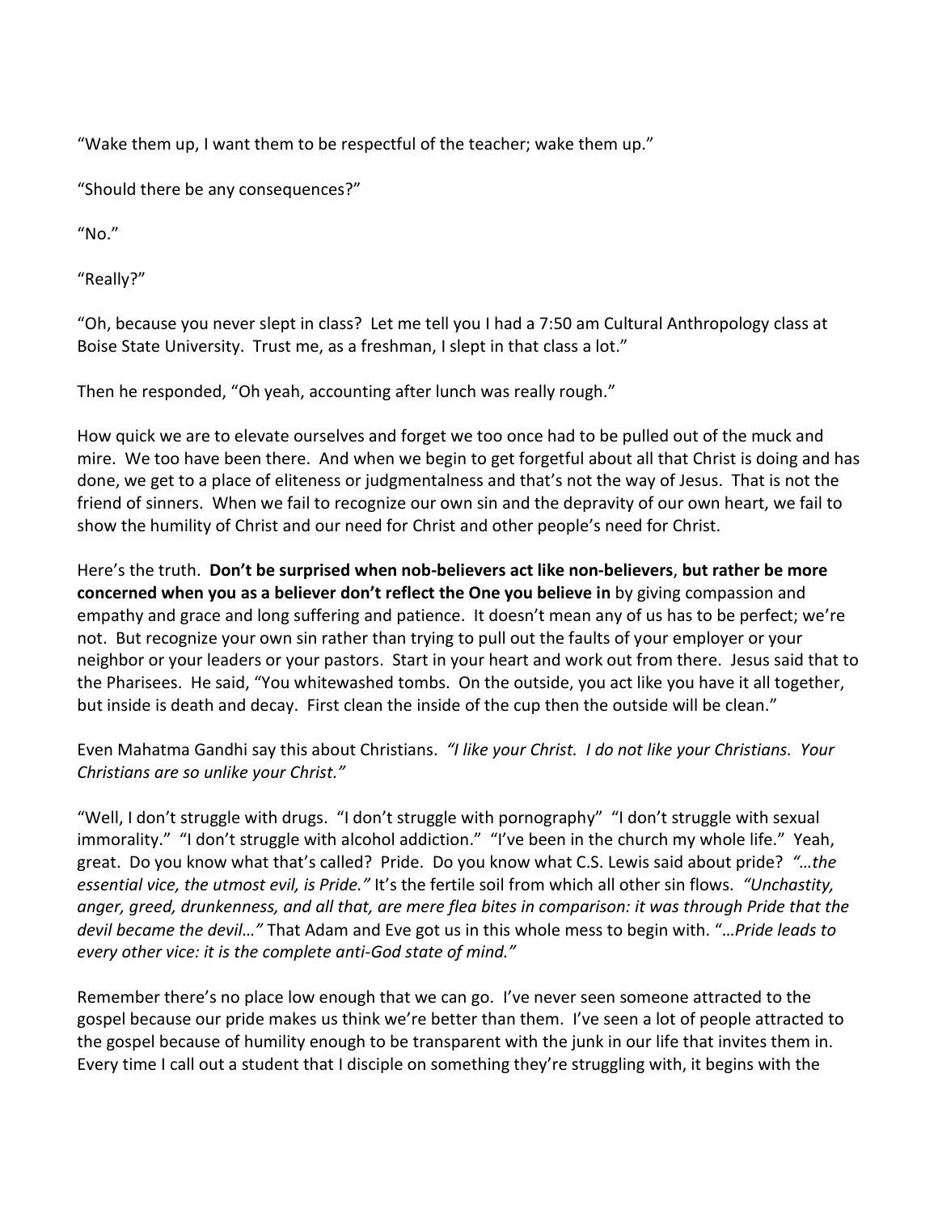“Wake them up, I want them to be respectful of the teacher; wake them up.”

“Should there be any consequences?”

“No.”

“Really?”

“Oh, because you never slept in class? Let me tell you I had a 7:50 am Cultural Anthropology class at Boise State University. Trust me, as a freshman, I slept in that class a lot.”

Then he responded, “Oh yeah, accounting after lunch was really rough.”

How quick we are to elevate ourselves and forget we too once had to be pulled out of the muck and mire. We too have been there. And when we begin to get forgetful about all that Christ is doing and has done, we get to a place of eliteness or judgmentalness and that’s not the way of Jesus. That is not the friend of sinners. When we fail to recognize our own sin and the depravity of our own heart, we fail to show the humility of Christ and our need for Christ and other people’s need for Christ.

Here’s the truth. **Don’t be surprised when nob-believers act like non-believers**, **but rather be more concerned when you as a believer don’t reflect the One you believe in** by giving compassion and empathy and grace and long suffering and patience. It doesn’t mean any of us has to be perfect; we’re not. But recognize your own sin rather than trying to pull out the faults of your employer or your neighbor or your leaders or your pastors. Start in your heart and work out from there. Jesus said that to the Pharisees. He said, “You whitewashed tombs. On the outside, you act like you have it all together, but inside is death and decay. First clean the inside of the cup then the outside will be clean.”

Even Mahatma Gandhi say this about Christians. *“I like your Christ. I do not like your Christians. Your Christians are so unlike your Christ.”*

“Well, I don’t struggle with drugs. “I don’t struggle with pornography” “I don’t struggle with sexual immorality.” “I don’t struggle with alcohol addiction.” “I’ve been in the church my whole life.” Yeah, great. Do you know what that’s called? Pride. Do you know what C.S. Lewis said about pride? *“…the essential vice, the utmost evil, is Pride.”* It’s the fertile soil from which all other sin flows. *“Unchastity, anger, greed, drunkenness, and all that, are mere flea bites in comparison: it was through Pride that the devil became the devil…”* That Adam and Eve got us in this whole mess to begin with. “*…Pride leads to every other vice: it is the complete anti-God state of mind.”*

Remember there’s no place low enough that we can go. I’ve never seen someone attracted to the gospel because our pride makes us think we’re better than them. I’ve seen a lot of people attracted to the gospel because of humility enough to be transparent with the junk in our life that invites them in. Every time I call out a student that I disciple on something they’re struggling with, it begins with the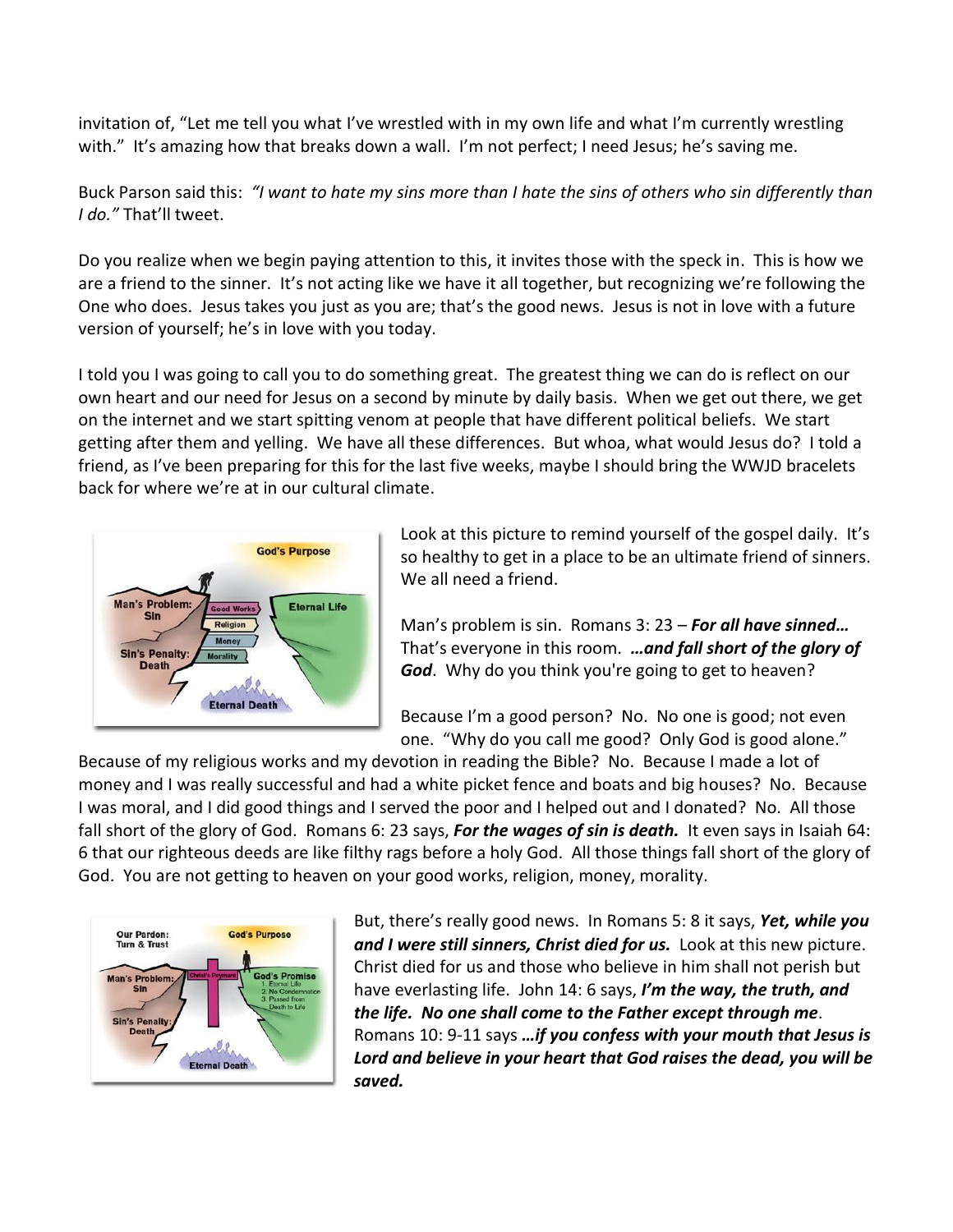invitation of, "Let me tell you what I've wrestled with in my own life and what I'm currently wrestling with." It's amazing how that breaks down a wall. I'm not perfect; I need Jesus; he's saving me.

Buck Parson said this: *"I want to hate my sins more than I hate the sins of others who sin differently than I do."* That'll tweet.

Do you realize when we begin paying attention to this, it invites those with the speck in. This is how we are a friend to the sinner. It's not acting like we have it all together, but recognizing we're following the One who does. Jesus takes you just as you are; that's the good news. Jesus is not in love with a future version of yourself; he's in love with you today.

I told you I was going to call you to do something great. The greatest thing we can do is reflect on our own heart and our need for Jesus on a second by minute by daily basis. When we get out there, we get on the internet and we start spitting venom at people that have different political beliefs. We start getting after them and yelling. We have all these differences. But whoa, what would Jesus do? I told a friend, as I've been preparing for this for the last five weeks, maybe I should bring the WWJD bracelets back for where we're at in our cultural climate.

God's Purpose
Man's Problem: Sin
Good Works
Religion
Money
Morality
Sin's Penalty: Death
Eternal Life
Eternal Death

Look at this picture to remind yourself of the gospel daily. It's so healthy to get in a place to be an ultimate friend of sinners. We all need a friend.

Man's problem is sin. Romans 3: 23 – ***For all have sinned…*** That's everyone in this room. ***…and fall short of the glory of God***. Why do you think you're going to get to heaven?

Because I'm a good person? No. No one is good; not even one. "Why do you call me good? Only God is good alone." Because of my religious works and my devotion in reading the Bible? No. Because I made a lot of money and I was really successful and had a white picket fence and boats and big houses? No. Because I was moral, and I did good things and I served the poor and I helped out and I donated? No. All those fall short of the glory of God. Romans 6: 23 says, ***For the wages of sin is death.*** It even says in Isaiah 64: 6 that our righteous deeds are like filthy rags before a holy God. All those things fall short of the glory of God. You are not getting to heaven on your good works, religion, money, morality.

Our Pardon: Turn & Trust
God's Purpose
Man's Problem: Sin
Christ's Payment
God's Promise
1. Eternal Life
2. No Condemnation
3. Passed from Death to Life
Sin's Penalty: Death
Eternal Death

But, there's really good news. In Romans 5: 8 it says, ***Yet, while you and I were still sinners, Christ died for us.*** Look at this new picture. Christ died for us and those who believe in him shall not perish but have everlasting life. John 14: 6 says, ***I'm the way, the truth, and the life. No one shall come to the Father except through me***. Romans 10: 9-11 says ***…if you confess with your mouth that Jesus is Lord and believe in your heart that God raises the dead, you will be saved.***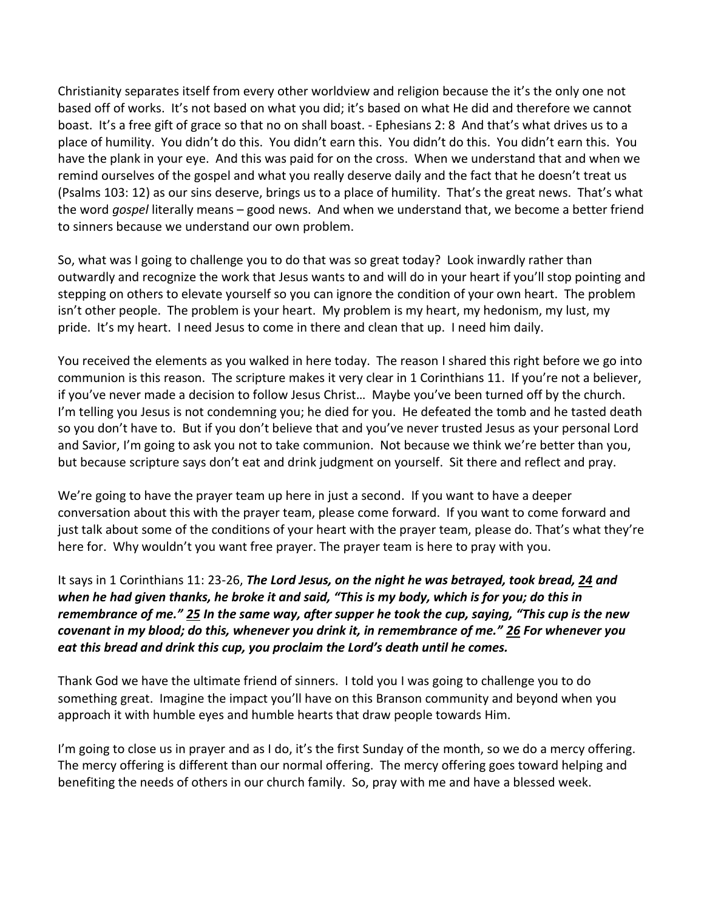Christianity separates itself from every other worldview and religion because the it's the only one not based off of works. It's not based on what you did; it's based on what He did and therefore we cannot boast. It's a free gift of grace so that no on shall boast. - Ephesians 2: 8 And that's what drives us to a place of humility. You didn't do this. You didn't earn this. You didn't do this. You didn't earn this. You have the plank in your eye. And this was paid for on the cross. When we understand that and when we remind ourselves of the gospel and what you really deserve daily and the fact that he doesn't treat us (Psalms 103: 12) as our sins deserve, brings us to a place of humility. That's the great news. That's what the word *gospel* literally means – good news. And when we understand that, we become a better friend to sinners because we understand our own problem.

So, what was I going to challenge you to do that was so great today? Look inwardly rather than outwardly and recognize the work that Jesus wants to and will do in your heart if you'll stop pointing and stepping on others to elevate yourself so you can ignore the condition of your own heart. The problem isn't other people. The problem is your heart. My problem is my heart, my hedonism, my lust, my pride. It's my heart. I need Jesus to come in there and clean that up. I need him daily.

You received the elements as you walked in here today. The reason I shared this right before we go into communion is this reason. The scripture makes it very clear in 1 Corinthians 11. If you're not a believer, if you've never made a decision to follow Jesus Christ… Maybe you've been turned off by the church. I'm telling you Jesus is not condemning you; he died for you. He defeated the tomb and he tasted death so you don't have to. But if you don't believe that and you've never trusted Jesus as your personal Lord and Savior, I'm going to ask you not to take communion. Not because we think we're better than you, but because scripture says don't eat and drink judgment on yourself. Sit there and reflect and pray.

We're going to have the prayer team up here in just a second. If you want to have a deeper conversation about this with the prayer team, please come forward. If you want to come forward and just talk about some of the conditions of your heart with the prayer team, please do. That's what they're here for. Why wouldn't you want free prayer. The prayer team is here to pray with you.

It says in 1 Corinthians 11: 23-26, ***The Lord Jesus, on the night he was betrayed, took bread, 24 and when he had given thanks, he broke it and said, "This is my body, which is for you; do this in remembrance of me." 25 In the same way, after supper he took the cup, saying, "This cup is the new covenant in my blood; do this, whenever you drink it, in remembrance of me." 26 For whenever you eat this bread and drink this cup, you proclaim the Lord's death until he comes.***

Thank God we have the ultimate friend of sinners. I told you I was going to challenge you to do something great. Imagine the impact you'll have on this Branson community and beyond when you approach it with humble eyes and humble hearts that draw people towards Him.

I'm going to close us in prayer and as I do, it's the first Sunday of the month, so we do a mercy offering. The mercy offering is different than our normal offering. The mercy offering goes toward helping and benefiting the needs of others in our church family. So, pray with me and have a blessed week.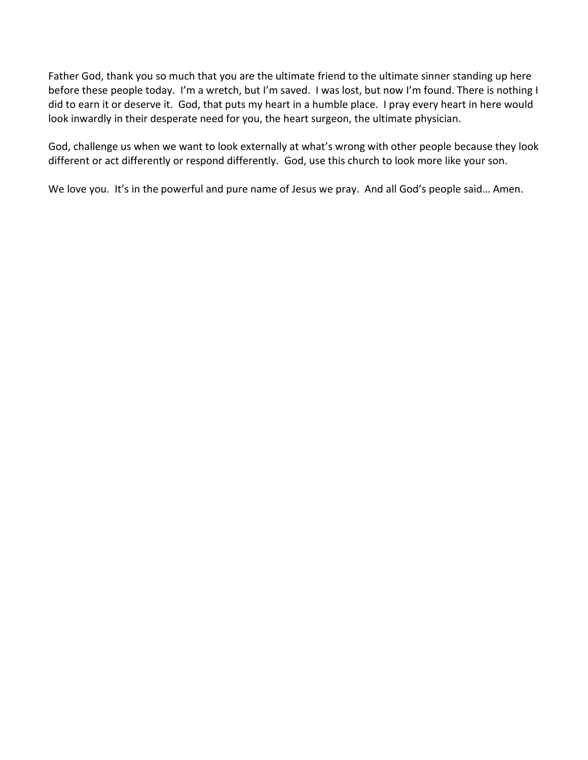Father God, thank you so much that you are the ultimate friend to the ultimate sinner standing up here before these people today. I'm a wretch, but I'm saved. I was lost, but now I'm found. There is nothing I did to earn it or deserve it. God, that puts my heart in a humble place. I pray every heart in here would look inwardly in their desperate need for you, the heart surgeon, the ultimate physician.

God, challenge us when we want to look externally at what's wrong with other people because they look different or act differently or respond differently. God, use this church to look more like your son.

We love you. It's in the powerful and pure name of Jesus we pray. And all God's people said… Amen.